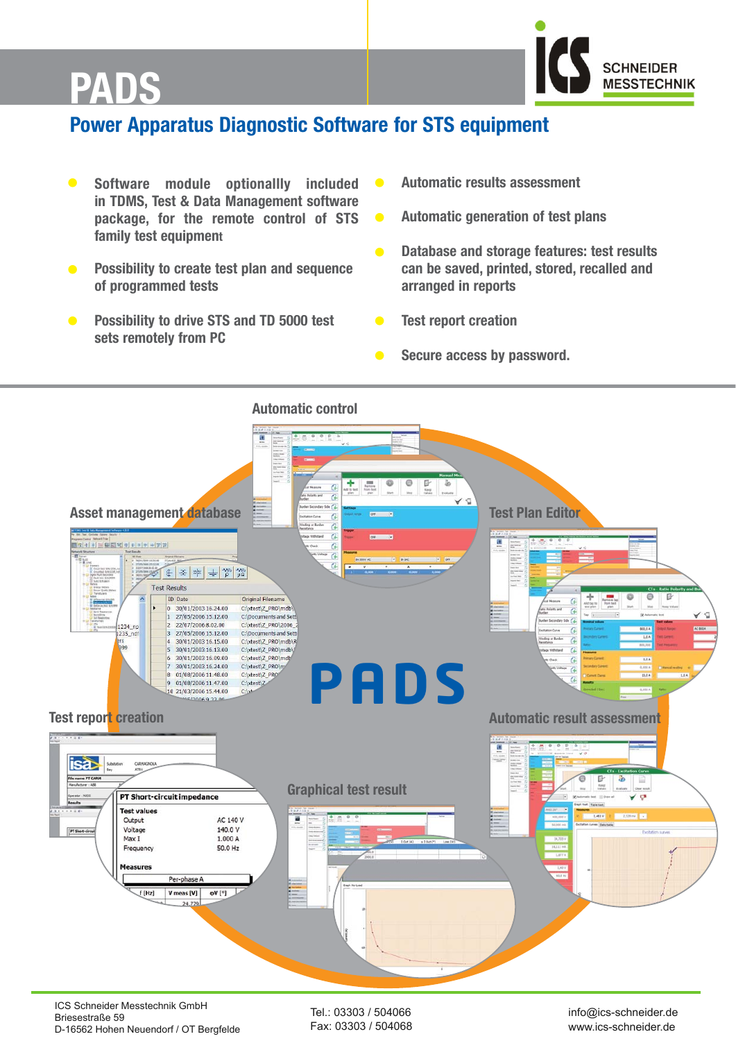# PADS

ICS SCHNEIDER MESSTECHNIK

## Power Apparatus Diagnostic Software for STS equipment

- Software module optionallly included in TDMS, Test & Data Management software package, for the remote control of STS family test equipment
- Possibility to create test plan and sequence of programmed tests
- Possibility to drive STS and TD 5000 test sets remotely from PC
- Automatic results assessment
- Automatic generation of test plans
- Database and storage features: test results can be saved, printed, stored, recalled and arranged in reports
- Test report creation
- Secure access by password.

Automatic control

Asset management database

Test Plan Editor

PADS

Test report creation

Automatic result assessment

Graphical test result

ICS Schneider Messtechnik GmbH
Briesestraße 59
D-16562 Hohen Neuendorf / OT Bergfelde

Tel.: 03303 / 504066
Fax: 03303 / 504068

info@ics-schneider.de
www.ics-schneider.de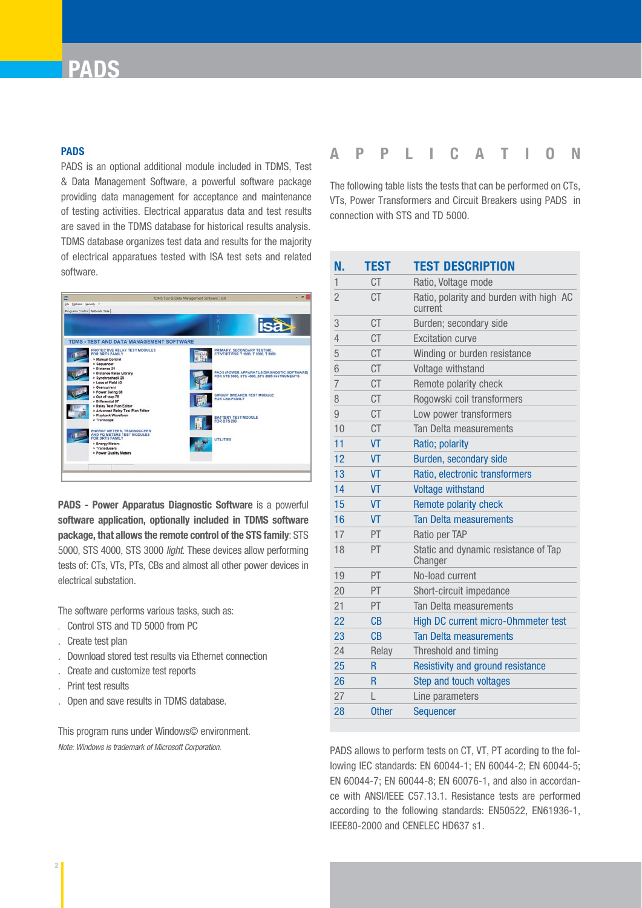# PADS

## PADS

PADS is an optional additional module included in TDMS, Test & Data Management Software, a powerful software package providing data management for acceptance and maintenance of testing activities. Electrical apparatus data and test results are saved in the TDMS database for historical results analysis. TDMS database organizes test data and results for the majority of electrical apparatuses tested with ISA test sets and related software.

**PADS - Power Apparatus Diagnostic Software** is a powerful **software application, optionally included in TDMS software package, that allows the remote control of the STS family**: STS 5000, STS 4000, STS 3000 *light*. These devices allow performing tests of: CTs, VTs, PTs, CBs and almost all other power devices in electrical substation.

The software performs various tasks, such as:

- Control STS and TD 5000 from PC
- Create test plan
- Download stored test results via Ethernet connection
- Create and customize test reports
- Print test results
- Open and save results in TDMS database.

This program runs under Windows© environment.

*Note: Windows is trademark of Microsoft Corporation.*

## APPLICATION

The following table lists the tests that can be performed on CTs, VTs, Power Transformers and Circuit Breakers using PADS in connection with STS and TD 5000.

| N. | TEST | TEST DESCRIPTION |
|---|---|---|
| 1 | CT | Ratio, Voltage mode |
| 2 | CT | Ratio, polarity and burden with high AC current |
| 3 | CT | Burden; secondary side |
| 4 | CT | Excitation curve |
| 5 | CT | Winding or burden resistance |
| 6 | CT | Voltage withstand |
| 7 | CT | Remote polarity check |
| 8 | CT | Rogowski coil transformers |
| 9 | CT | Low power transformers |
| 10 | CT | Tan Delta measurements |
| 11 | VT | Ratio; polarity |
| 12 | VT | Burden, secondary side |
| 13 | VT | Ratio, electronic transformers |
| 14 | VT | Voltage withstand |
| 15 | VT | Remote polarity check |
| 16 | VT | Tan Delta measurements |
| 17 | PT | Ratio per TAP |
| 18 | PT | Static and dynamic resistance of Tap Changer |
| 19 | PT | No-load current |
| 20 | PT | Short-circuit impedance |
| 21 | PT | Tan Delta measurements |
| 22 | CB | High DC current micro-Ohmmeter test |
| 23 | CB | Tan Delta measurements |
| 24 | Relay | Threshold and timing |
| 25 | R | Resistivity and ground resistance |
| 26 | R | Step and touch voltages |
| 27 | L | Line parameters |
| 28 | Other | Sequencer |

PADS allows to perform tests on CT, VT, PT acording to the following IEC standards: EN 60044-1; EN 60044-2; EN 60044-5; EN 60044-7; EN 60044-8; EN 60076-1, and also in accordance with ANSI/IEEE C57.13.1. Resistance tests are performed according to the following standards: EN50522, EN61936-1, IEEE80-2000 and CENELEC HD637 s1.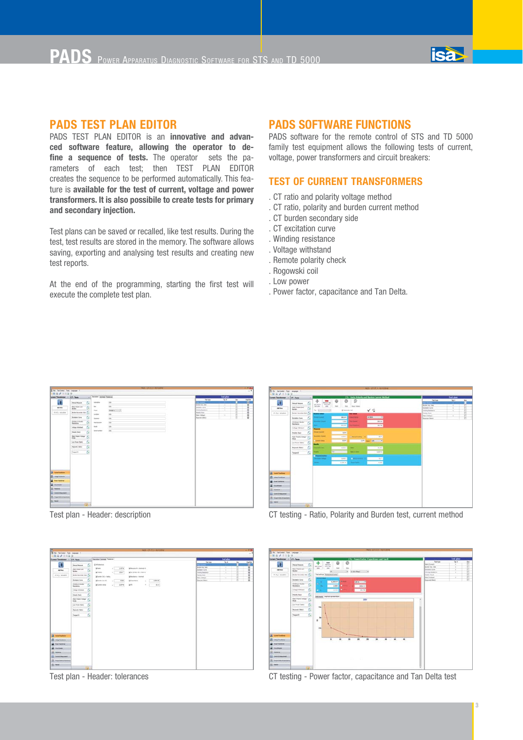## PADS TEST PLAN EDITOR

PADS TEST PLAN EDITOR is an **innovative and advanced software feature, allowing the operator to define a sequence of tests.** The operator sets the parameters of each test; then TEST PLAN EDITOR creates the sequence to be performed automatically. This feature is **available for the test of current, voltage and power transformers. It is also possibile to create tests for primary and secondary injection.**

Test plans can be saved or recalled, like test results. During the test, test results are stored in the memory. The software allows saving, exporting and analysing test results and creating new test reports.

At the end of the programming, starting the first test will execute the complete test plan.

## PADS SOFTWARE FUNCTIONS

PADS software for the remote control of STS and TD 5000 family test equipment allows the following tests of current, voltage, power transformers and circuit breakers:

### TEST OF CURRENT TRANSFORMERS

. CT ratio and polarity voltage method
. CT ratio, polarity and burden current method
. CT burden secondary side
. CT excitation curve
. Winding resistance
. Voltage withstand
. Remote polarity check
. Rogowski coil
. Low power
. Power factor, capacitance and Tan Delta.

Test plan - Header: description

CT testing - Ratio, Polarity and Burden test, current method

Test plan - Header: tolerances

CT testing - Power factor, capacitance and Tan Delta test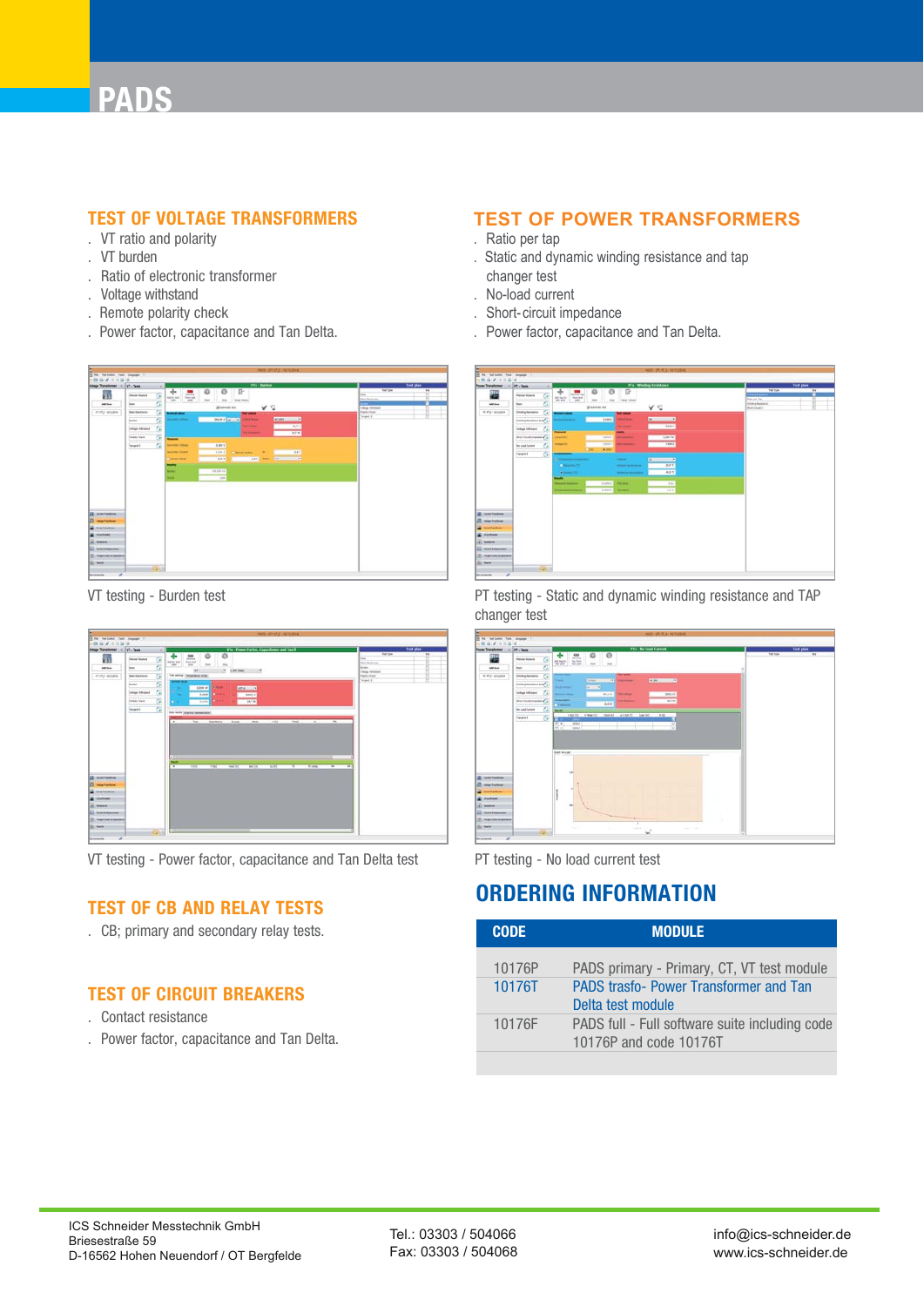# PADS

## TEST OF VOLTAGE TRANSFORMERS

- VT ratio and polarity
- VT burden
- Ratio of electronic transformer
- Voltage withstand
- Remote polarity check
- Power factor, capacitance and Tan Delta.

VT testing - Burden test

VT testing - Power factor, capacitance and Tan Delta test

## TEST OF CB AND RELAY TESTS

- CB; primary and secondary relay tests.

## TEST OF CIRCUIT BREAKERS

- Contact resistance
- Power factor, capacitance and Tan Delta.

## TEST OF POWER TRANSFORMERS

- Ratio per tap
- Static and dynamic winding resistance and tap changer test
- No-load current
- Short-circuit impedance
- Power factor, capacitance and Tan Delta.

PT testing - Static and dynamic winding resistance and TAP changer test

PT testing - No load current test

## ORDERING INFORMATION

| CODE | MODULE |
| --- | --- |
| 10176P | PADS primary - Primary, CT, VT test module |
| 10176T | PADS trasfo- Power Transformer and Tan Delta test module |
| 10176F | PADS full - Full software suite including code 10176P and code 10176T |

ICS Schneider Messtechnik GmbH
Briesestraße 59
D-16562 Hohen Neuendorf / OT Bergfelde

Tel.: 03303 / 504066
Fax: 03303 / 504068

info@ics-schneider.de
www.ics-schneider.de